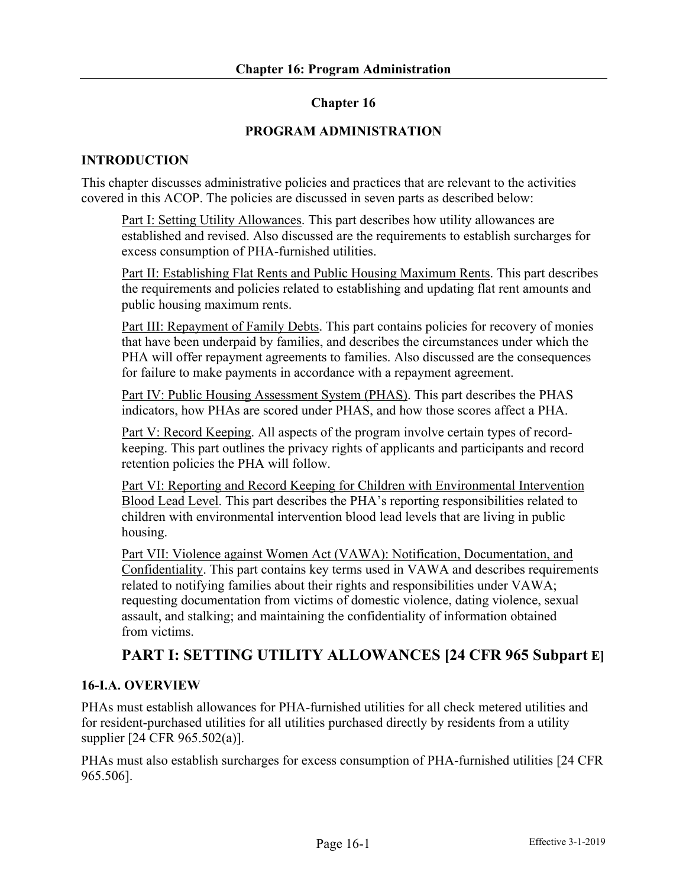# Chapter 16

## PROGRAM ADMINISTRATION

### INTRODUCTION

This chapter discusses administrative policies and practices that are relevant to the activities covered in this ACOP. The policies are discussed in seven parts as described below:

> Part I: Setting Utility Allowances. This part describes how utility allowances are established and revised. Also discussed are the requirements to establish surcharges for excess consumption of PHA-furnished utilities.
>
> Part II: Establishing Flat Rents and Public Housing Maximum Rents. This part describes the requirements and policies related to establishing and updating flat rent amounts and public housing maximum rents.
>
> Part III: Repayment of Family Debts. This part contains policies for recovery of monies that have been underpaid by families, and describes the circumstances under which the PHA will offer repayment agreements to families. Also discussed are the consequences for failure to make payments in accordance with a repayment agreement.
>
> Part IV: Public Housing Assessment System (PHAS). This part describes the PHAS indicators, how PHAs are scored under PHAS, and how those scores affect a PHA.
>
> Part V: Record Keeping. All aspects of the program involve certain types of record-keeping. This part outlines the privacy rights of applicants and participants and record retention policies the PHA will follow.
>
> Part VI: Reporting and Record Keeping for Children with Environmental Intervention Blood Lead Level. This part describes the PHA's reporting responsibilities related to children with environmental intervention blood lead levels that are living in public housing.
>
> Part VII: Violence against Women Act (VAWA): Notification, Documentation, and Confidentiality. This part contains key terms used in VAWA and describes requirements related to notifying families about their rights and responsibilities under VAWA; requesting documentation from victims of domestic violence, dating violence, sexual assault, and stalking; and maintaining the confidentiality of information obtained from victims.

## PART I: SETTING UTILITY ALLOWANCES [24 CFR 965 Subpart E]

### 16-I.A. OVERVIEW

PHAs must establish allowances for PHA-furnished utilities for all check metered utilities and for resident-purchased utilities for all utilities purchased directly by residents from a utility supplier [24 CFR 965.502(a)].

PHAs must also establish surcharges for excess consumption of PHA-furnished utilities [24 CFR 965.506].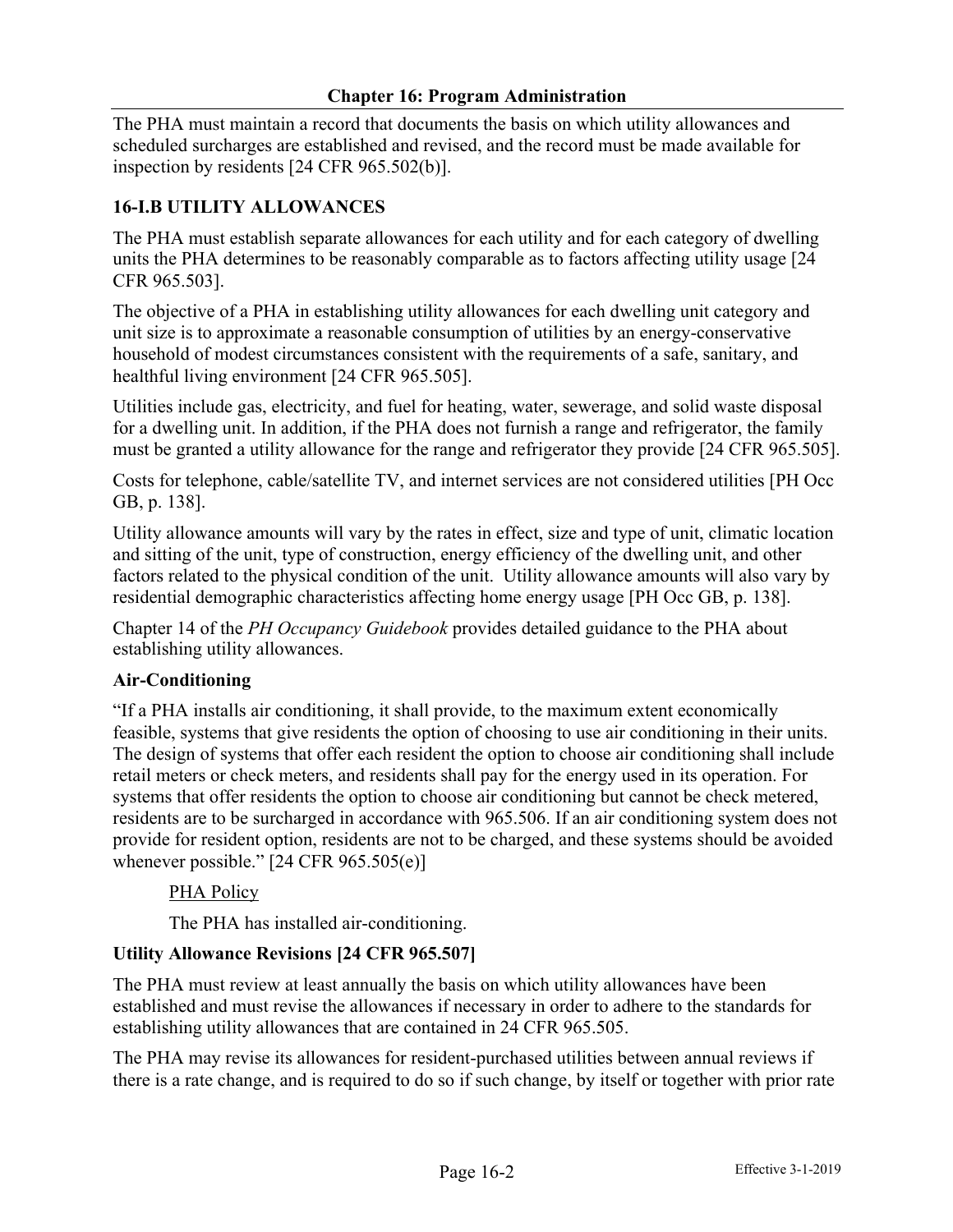The PHA must maintain a record that documents the basis on which utility allowances and scheduled surcharges are established and revised, and the record must be made available for inspection by residents [24 CFR 965.502(b)].

## 16-I.B UTILITY ALLOWANCES

The PHA must establish separate allowances for each utility and for each category of dwelling units the PHA determines to be reasonably comparable as to factors affecting utility usage [24 CFR 965.503].

The objective of a PHA in establishing utility allowances for each dwelling unit category and unit size is to approximate a reasonable consumption of utilities by an energy-conservative household of modest circumstances consistent with the requirements of a safe, sanitary, and healthful living environment [24 CFR 965.505].

Utilities include gas, electricity, and fuel for heating, water, sewerage, and solid waste disposal for a dwelling unit. In addition, if the PHA does not furnish a range and refrigerator, the family must be granted a utility allowance for the range and refrigerator they provide [24 CFR 965.505].

Costs for telephone, cable/satellite TV, and internet services are not considered utilities [PH Occ GB, p. 138].

Utility allowance amounts will vary by the rates in effect, size and type of unit, climatic location and sitting of the unit, type of construction, energy efficiency of the dwelling unit, and other factors related to the physical condition of the unit. Utility allowance amounts will also vary by residential demographic characteristics affecting home energy usage [PH Occ GB, p. 138].

Chapter 14 of the *PH Occupancy Guidebook* provides detailed guidance to the PHA about establishing utility allowances.

### Air-Conditioning

"If a PHA installs air conditioning, it shall provide, to the maximum extent economically feasible, systems that give residents the option of choosing to use air conditioning in their units. The design of systems that offer each resident the option to choose air conditioning shall include retail meters or check meters, and residents shall pay for the energy used in its operation. For systems that offer residents the option to choose air conditioning but cannot be check metered, residents are to be surcharged in accordance with 965.506. If an air conditioning system does not provide for resident option, residents are not to be charged, and these systems should be avoided whenever possible." [24 CFR 965.505(e)]

> PHA Policy
>
> The PHA has installed air-conditioning.

### Utility Allowance Revisions [24 CFR 965.507]

The PHA must review at least annually the basis on which utility allowances have been established and must revise the allowances if necessary in order to adhere to the standards for establishing utility allowances that are contained in 24 CFR 965.505.

The PHA may revise its allowances for resident-purchased utilities between annual reviews if there is a rate change, and is required to do so if such change, by itself or together with prior rate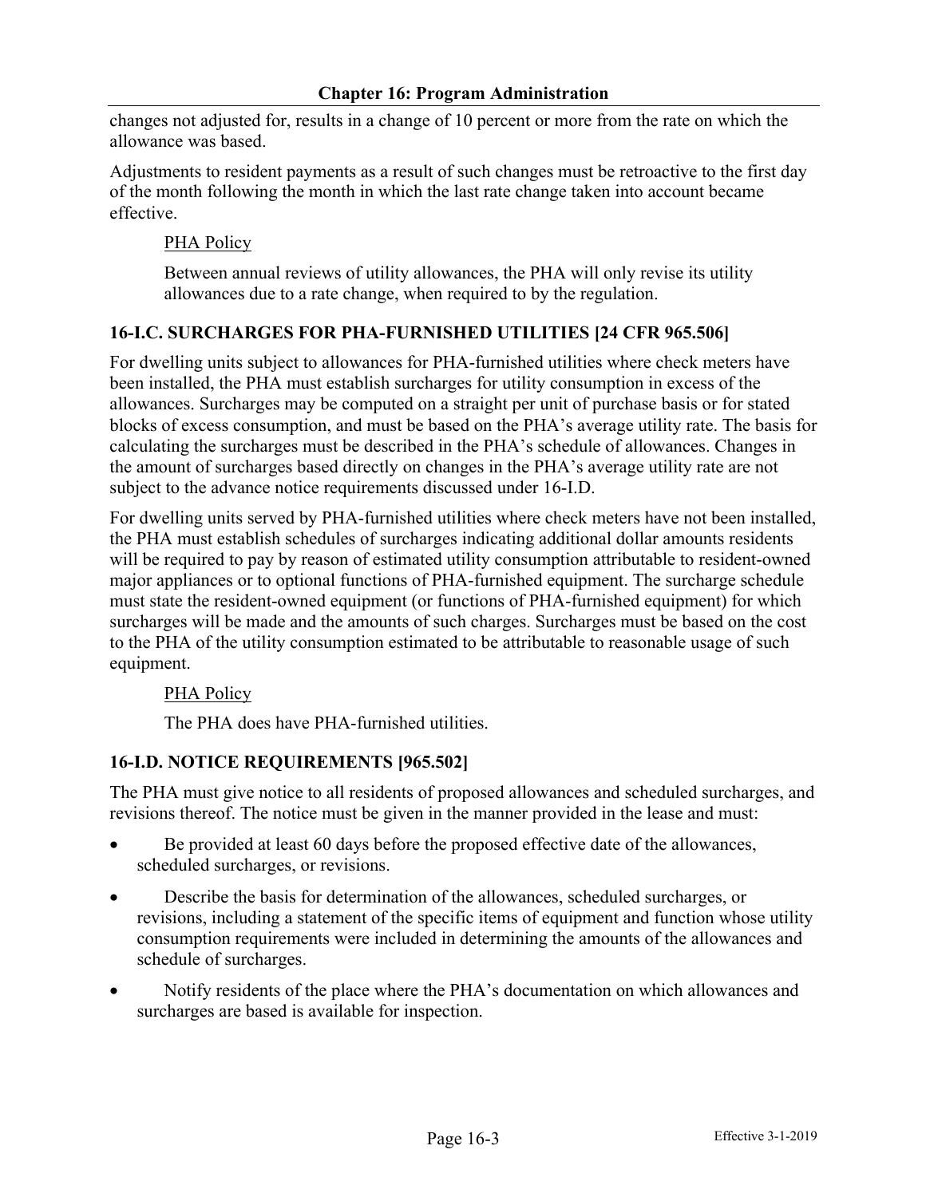changes not adjusted for, results in a change of 10 percent or more from the rate on which the allowance was based.

Adjustments to resident payments as a result of such changes must be retroactive to the first day of the month following the month in which the last rate change taken into account became effective.

PHA Policy

Between annual reviews of utility allowances, the PHA will only revise its utility allowances due to a rate change, when required to by the regulation.

## 16-I.C. SURCHARGES FOR PHA-FURNISHED UTILITIES [24 CFR 965.506]

For dwelling units subject to allowances for PHA-furnished utilities where check meters have been installed, the PHA must establish surcharges for utility consumption in excess of the allowances. Surcharges may be computed on a straight per unit of purchase basis or for stated blocks of excess consumption, and must be based on the PHA's average utility rate. The basis for calculating the surcharges must be described in the PHA's schedule of allowances. Changes in the amount of surcharges based directly on changes in the PHA's average utility rate are not subject to the advance notice requirements discussed under 16-I.D.

For dwelling units served by PHA-furnished utilities where check meters have not been installed, the PHA must establish schedules of surcharges indicating additional dollar amounts residents will be required to pay by reason of estimated utility consumption attributable to resident-owned major appliances or to optional functions of PHA-furnished equipment. The surcharge schedule must state the resident-owned equipment (or functions of PHA-furnished equipment) for which surcharges will be made and the amounts of such charges. Surcharges must be based on the cost to the PHA of the utility consumption estimated to be attributable to reasonable usage of such equipment.

PHA Policy

The PHA does have PHA-furnished utilities.

## 16-I.D. NOTICE REQUIREMENTS [965.502]

The PHA must give notice to all residents of proposed allowances and scheduled surcharges, and revisions thereof. The notice must be given in the manner provided in the lease and must:

- Be provided at least 60 days before the proposed effective date of the allowances, scheduled surcharges, or revisions.
- Describe the basis for determination of the allowances, scheduled surcharges, or revisions, including a statement of the specific items of equipment and function whose utility consumption requirements were included in determining the amounts of the allowances and schedule of surcharges.
- Notify residents of the place where the PHA's documentation on which allowances and surcharges are based is available for inspection.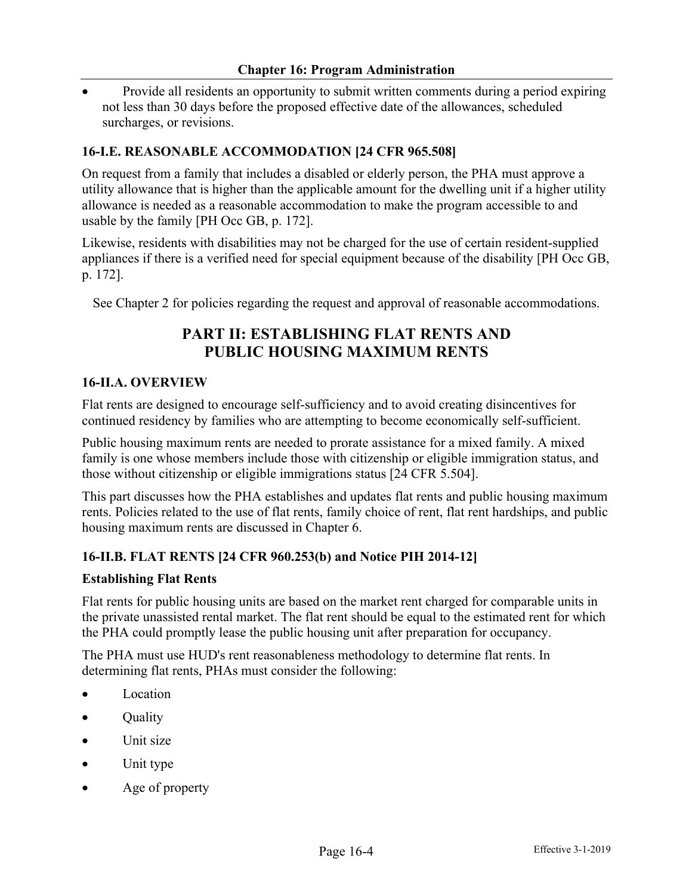- Provide all residents an opportunity to submit written comments during a period expiring not less than 30 days before the proposed effective date of the allowances, scheduled surcharges, or revisions.

### 16-I.E. REASONABLE ACCOMMODATION [24 CFR 965.508]

On request from a family that includes a disabled or elderly person, the PHA must approve a utility allowance that is higher than the applicable amount for the dwelling unit if a higher utility allowance is needed as a reasonable accommodation to make the program accessible to and usable by the family [PH Occ GB, p. 172].

Likewise, residents with disabilities may not be charged for the use of certain resident-supplied appliances if there is a verified need for special equipment because of the disability [PH Occ GB, p. 172].

See Chapter 2 for policies regarding the request and approval of reasonable accommodations.

## PART II: ESTABLISHING FLAT RENTS AND PUBLIC HOUSING MAXIMUM RENTS

### 16-II.A. OVERVIEW

Flat rents are designed to encourage self-sufficiency and to avoid creating disincentives for continued residency by families who are attempting to become economically self-sufficient.

Public housing maximum rents are needed to prorate assistance for a mixed family. A mixed family is one whose members include those with citizenship or eligible immigration status, and those without citizenship or eligible immigrations status [24 CFR 5.504].

This part discusses how the PHA establishes and updates flat rents and public housing maximum rents. Policies related to the use of flat rents, family choice of rent, flat rent hardships, and public housing maximum rents are discussed in Chapter 6.

### 16-II.B. FLAT RENTS [24 CFR 960.253(b) and Notice PIH 2014-12]

**Establishing Flat Rents**

Flat rents for public housing units are based on the market rent charged for comparable units in the private unassisted rental market. The flat rent should be equal to the estimated rent for which the PHA could promptly lease the public housing unit after preparation for occupancy.

The PHA must use HUD's rent reasonableness methodology to determine flat rents. In determining flat rents, PHAs must consider the following:

- Location
- Quality
- Unit size
- Unit type
- Age of property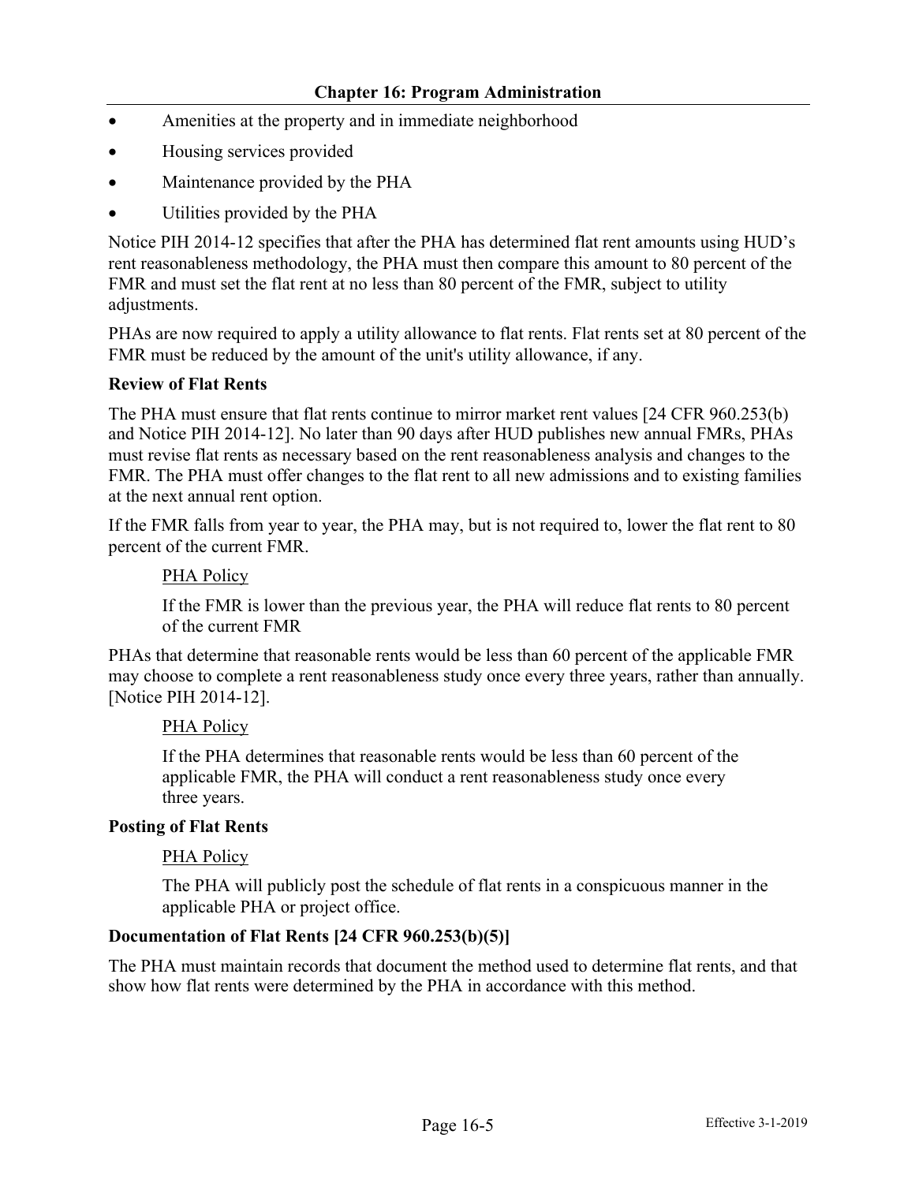- Amenities at the property and in immediate neighborhood
- Housing services provided
- Maintenance provided by the PHA
- Utilities provided by the PHA

Notice PIH 2014-12 specifies that after the PHA has determined flat rent amounts using HUD's rent reasonableness methodology, the PHA must then compare this amount to 80 percent of the FMR and must set the flat rent at no less than 80 percent of the FMR, subject to utility adjustments.

PHAs are now required to apply a utility allowance to flat rents. Flat rents set at 80 percent of the FMR must be reduced by the amount of the unit's utility allowance, if any.

**Review of Flat Rents**

The PHA must ensure that flat rents continue to mirror market rent values [24 CFR 960.253(b) and Notice PIH 2014-12]. No later than 90 days after HUD publishes new annual FMRs, PHAs must revise flat rents as necessary based on the rent reasonableness analysis and changes to the FMR. The PHA must offer changes to the flat rent to all new admissions and to existing families at the next annual rent option.

If the FMR falls from year to year, the PHA may, but is not required to, lower the flat rent to 80 percent of the current FMR.

> PHA Policy
>
> If the FMR is lower than the previous year, the PHA will reduce flat rents to 80 percent of the current FMR

PHAs that determine that reasonable rents would be less than 60 percent of the applicable FMR may choose to complete a rent reasonableness study once every three years, rather than annually. [Notice PIH 2014-12].

> PHA Policy
>
> If the PHA determines that reasonable rents would be less than 60 percent of the applicable FMR, the PHA will conduct a rent reasonableness study once every three years.

**Posting of Flat Rents**

> PHA Policy
>
> The PHA will publicly post the schedule of flat rents in a conspicuous manner in the applicable PHA or project office.

**Documentation of Flat Rents [24 CFR 960.253(b)(5)]**

The PHA must maintain records that document the method used to determine flat rents, and that show how flat rents were determined by the PHA in accordance with this method.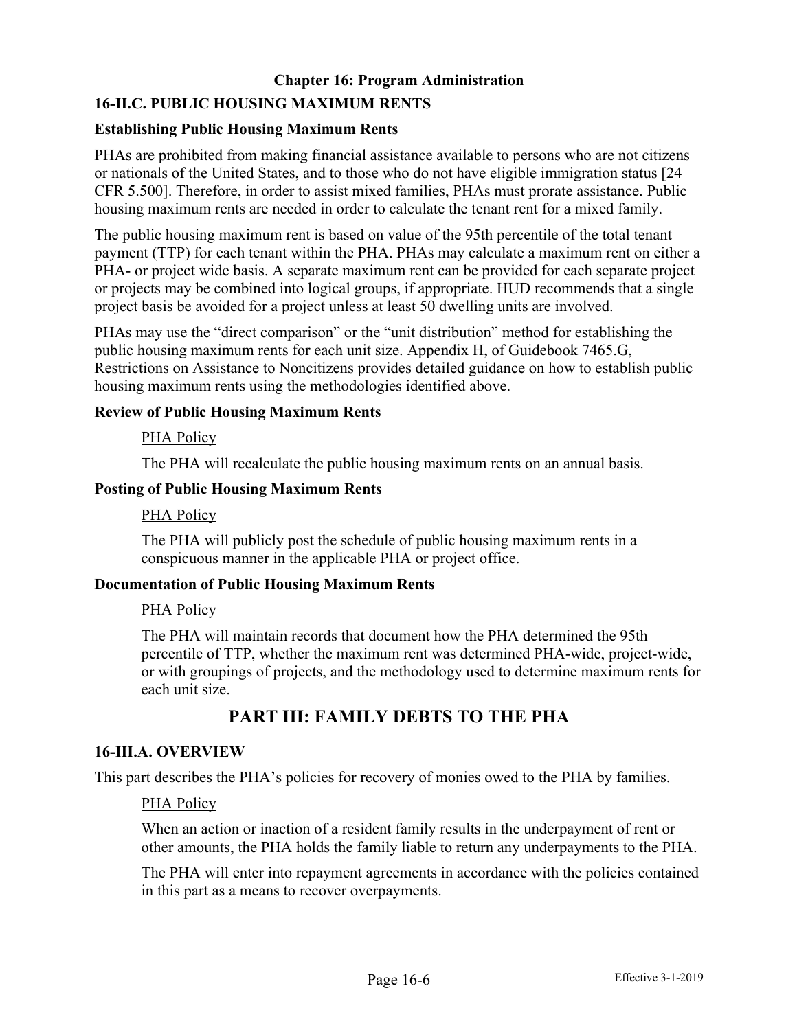## 16-II.C. PUBLIC HOUSING MAXIMUM RENTS

### Establishing Public Housing Maximum Rents

PHAs are prohibited from making financial assistance available to persons who are not citizens or nationals of the United States, and to those who do not have eligible immigration status [24 CFR 5.500]. Therefore, in order to assist mixed families, PHAs must prorate assistance. Public housing maximum rents are needed in order to calculate the tenant rent for a mixed family.

The public housing maximum rent is based on value of the 95th percentile of the total tenant payment (TTP) for each tenant within the PHA. PHAs may calculate a maximum rent on either a PHA- or project wide basis. A separate maximum rent can be provided for each separate project or projects may be combined into logical groups, if appropriate. HUD recommends that a single project basis be avoided for a project unless at least 50 dwelling units are involved.

PHAs may use the "direct comparison" or the "unit distribution" method for establishing the public housing maximum rents for each unit size. Appendix H, of Guidebook 7465.G, Restrictions on Assistance to Noncitizens provides detailed guidance on how to establish public housing maximum rents using the methodologies identified above.

### Review of Public Housing Maximum Rents

PHA Policy

The PHA will recalculate the public housing maximum rents on an annual basis.

### Posting of Public Housing Maximum Rents

PHA Policy

The PHA will publicly post the schedule of public housing maximum rents in a conspicuous manner in the applicable PHA or project office.

### Documentation of Public Housing Maximum Rents

PHA Policy

The PHA will maintain records that document how the PHA determined the 95th percentile of TTP, whether the maximum rent was determined PHA-wide, project-wide, or with groupings of projects, and the methodology used to determine maximum rents for each unit size.

# PART III: FAMILY DEBTS TO THE PHA

## 16-III.A. OVERVIEW

This part describes the PHA's policies for recovery of monies owed to the PHA by families.

PHA Policy

When an action or inaction of a resident family results in the underpayment of rent or other amounts, the PHA holds the family liable to return any underpayments to the PHA.

The PHA will enter into repayment agreements in accordance with the policies contained in this part as a means to recover overpayments.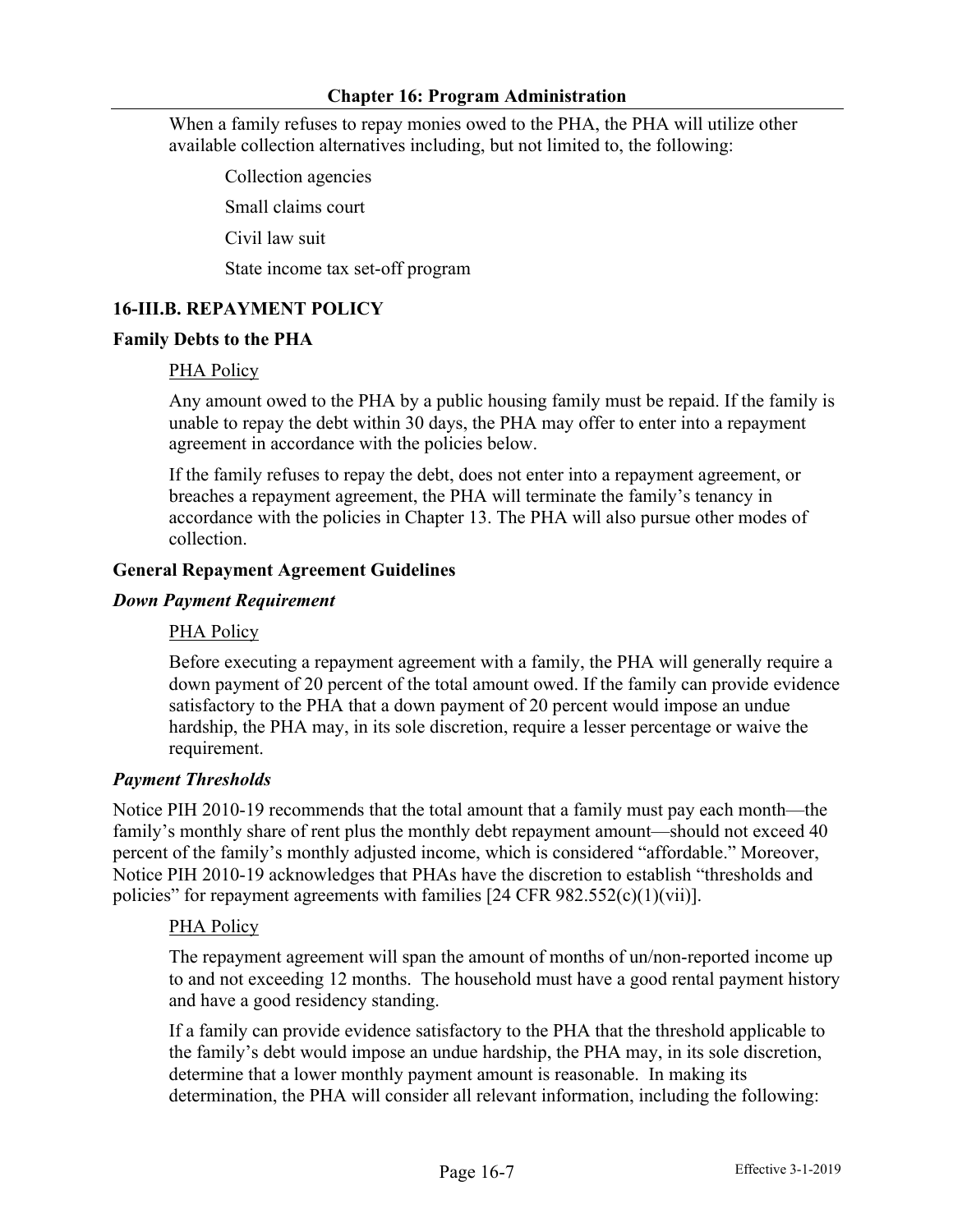When a family refuses to repay monies owed to the PHA, the PHA will utilize other available collection alternatives including, but not limited to, the following:

Collection agencies

Small claims court

Civil law suit

State income tax set-off program

### 16-III.B. REPAYMENT POLICY

#### Family Debts to the PHA

PHA Policy

Any amount owed to the PHA by a public housing family must be repaid. If the family is unable to repay the debt within 30 days, the PHA may offer to enter into a repayment agreement in accordance with the policies below.

If the family refuses to repay the debt, does not enter into a repayment agreement, or breaches a repayment agreement, the PHA will terminate the family's tenancy in accordance with the policies in Chapter 13. The PHA will also pursue other modes of collection.

#### General Repayment Agreement Guidelines

***Down Payment Requirement***

PHA Policy

Before executing a repayment agreement with a family, the PHA will generally require a down payment of 20 percent of the total amount owed. If the family can provide evidence satisfactory to the PHA that a down payment of 20 percent would impose an undue hardship, the PHA may, in its sole discretion, require a lesser percentage or waive the requirement.

***Payment Thresholds***

Notice PIH 2010-19 recommends that the total amount that a family must pay each month—the family's monthly share of rent plus the monthly debt repayment amount—should not exceed 40 percent of the family's monthly adjusted income, which is considered "affordable." Moreover, Notice PIH 2010-19 acknowledges that PHAs have the discretion to establish "thresholds and policies" for repayment agreements with families [24 CFR 982.552(c)(1)(vii)].

PHA Policy

The repayment agreement will span the amount of months of un/non-reported income up to and not exceeding 12 months. The household must have a good rental payment history and have a good residency standing.

If a family can provide evidence satisfactory to the PHA that the threshold applicable to the family's debt would impose an undue hardship, the PHA may, in its sole discretion, determine that a lower monthly payment amount is reasonable. In making its determination, the PHA will consider all relevant information, including the following: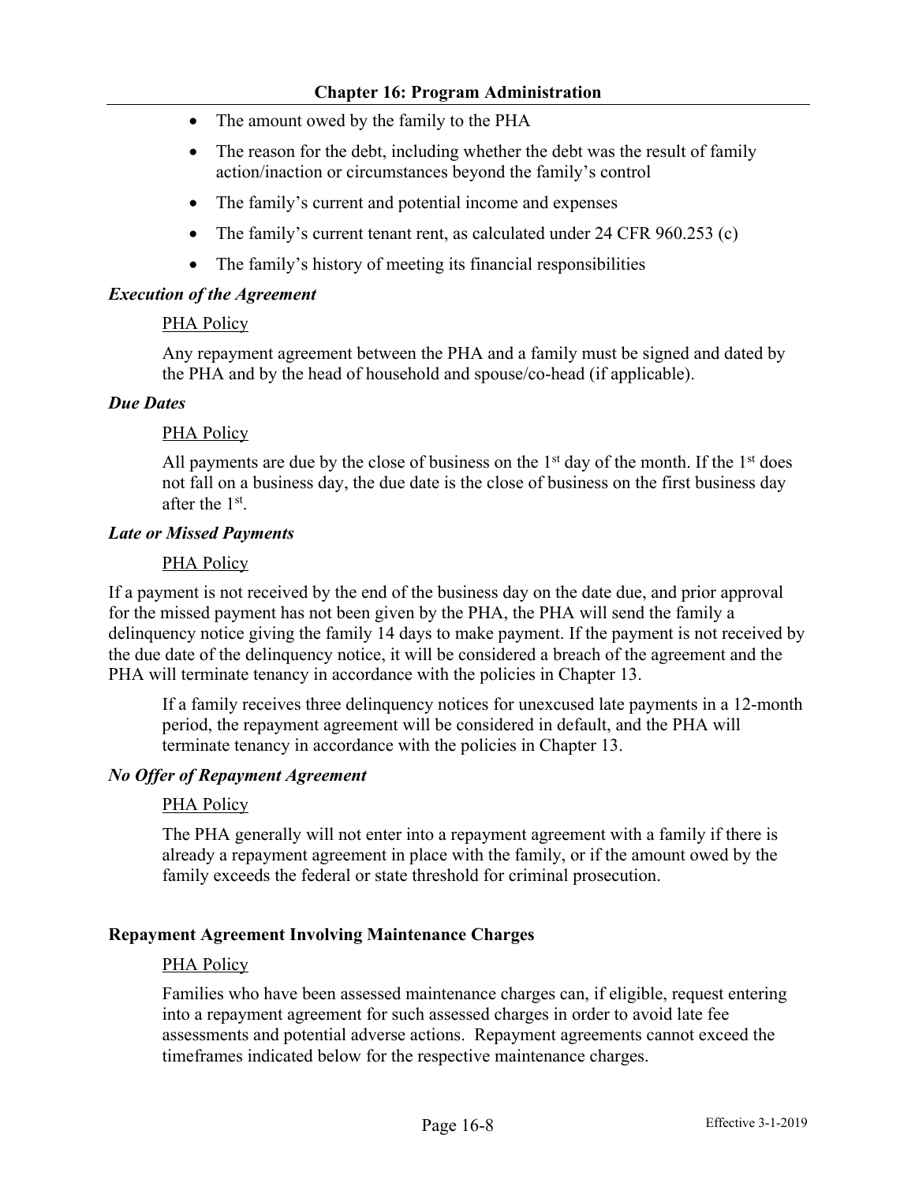- The amount owed by the family to the PHA
- The reason for the debt, including whether the debt was the result of family action/inaction or circumstances beyond the family's control
- The family's current and potential income and expenses
- The family's current tenant rent, as calculated under 24 CFR 960.253 (c)
- The family's history of meeting its financial responsibilities

***Execution of the Agreement***

PHA Policy

Any repayment agreement between the PHA and a family must be signed and dated by the PHA and by the head of household and spouse/co-head (if applicable).

***Due Dates***

PHA Policy

All payments are due by the close of business on the 1st day of the month. If the 1st does not fall on a business day, the due date is the close of business on the first business day after the 1st.

***Late or Missed Payments***

PHA Policy

If a payment is not received by the end of the business day on the date due, and prior approval for the missed payment has not been given by the PHA, the PHA will send the family a delinquency notice giving the family 14 days to make payment. If the payment is not received by the due date of the delinquency notice, it will be considered a breach of the agreement and the PHA will terminate tenancy in accordance with the policies in Chapter 13.

If a family receives three delinquency notices for unexcused late payments in a 12-month period, the repayment agreement will be considered in default, and the PHA will terminate tenancy in accordance with the policies in Chapter 13.

***No Offer of Repayment Agreement***

PHA Policy

The PHA generally will not enter into a repayment agreement with a family if there is already a repayment agreement in place with the family, or if the amount owed by the family exceeds the federal or state threshold for criminal prosecution.

**Repayment Agreement Involving Maintenance Charges**

PHA Policy

Families who have been assessed maintenance charges can, if eligible, request entering into a repayment agreement for such assessed charges in order to avoid late fee assessments and potential adverse actions. Repayment agreements cannot exceed the timeframes indicated below for the respective maintenance charges.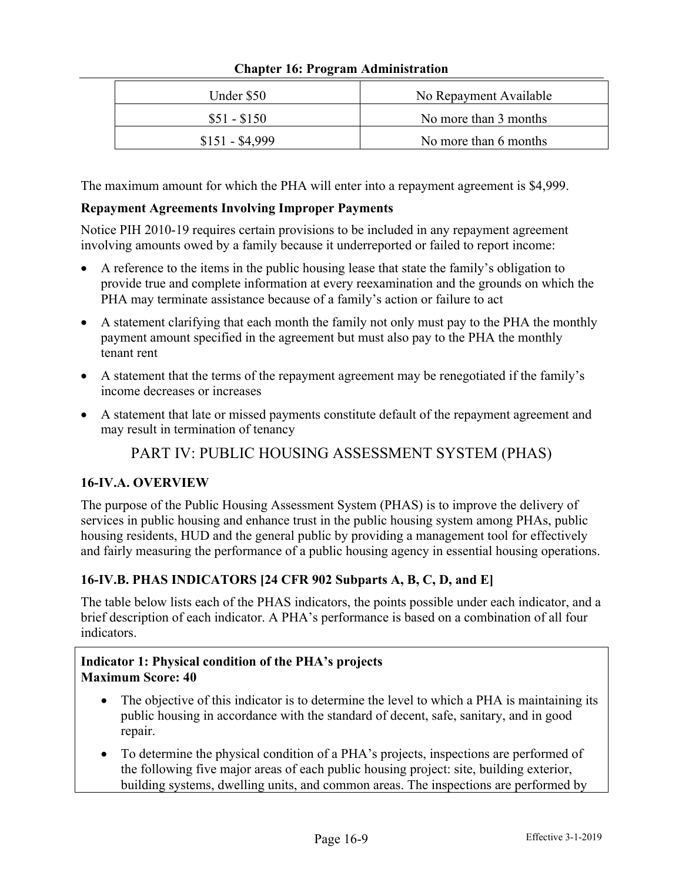| Under $50 | No Repayment Available |
|---|---|
| $51 - $150 | No more than 3 months |
| $151 - $4,999 | No more than 6 months |

The maximum amount for which the PHA will enter into a repayment agreement is $4,999.

**Repayment Agreements Involving Improper Payments**

Notice PIH 2010-19 requires certain provisions to be included in any repayment agreement involving amounts owed by a family because it underreported or failed to report income:

- A reference to the items in the public housing lease that state the family's obligation to provide true and complete information at every reexamination and the grounds on which the PHA may terminate assistance because of a family's action or failure to act
- A statement clarifying that each month the family not only must pay to the PHA the monthly payment amount specified in the agreement but must also pay to the PHA the monthly tenant rent
- A statement that the terms of the repayment agreement may be renegotiated if the family's income decreases or increases
- A statement that late or missed payments constitute default of the repayment agreement and may result in termination of tenancy

## PART IV: PUBLIC HOUSING ASSESSMENT SYSTEM (PHAS)

### 16-IV.A. OVERVIEW

The purpose of the Public Housing Assessment System (PHAS) is to improve the delivery of services in public housing and enhance trust in the public housing system among PHAs, public housing residents, HUD and the general public by providing a management tool for effectively and fairly measuring the performance of a public housing agency in essential housing operations.

### 16-IV.B. PHAS INDICATORS [24 CFR 902 Subparts A, B, C, D, and E]

The table below lists each of the PHAS indicators, the points possible under each indicator, and a brief description of each indicator. A PHA's performance is based on a combination of all four indicators.

**Indicator 1: Physical condition of the PHA's projects**
**Maximum Score: 40**

- The objective of this indicator is to determine the level to which a PHA is maintaining its public housing in accordance with the standard of decent, safe, sanitary, and in good repair.
- To determine the physical condition of a PHA's projects, inspections are performed of the following five major areas of each public housing project: site, building exterior, building systems, dwelling units, and common areas. The inspections are performed by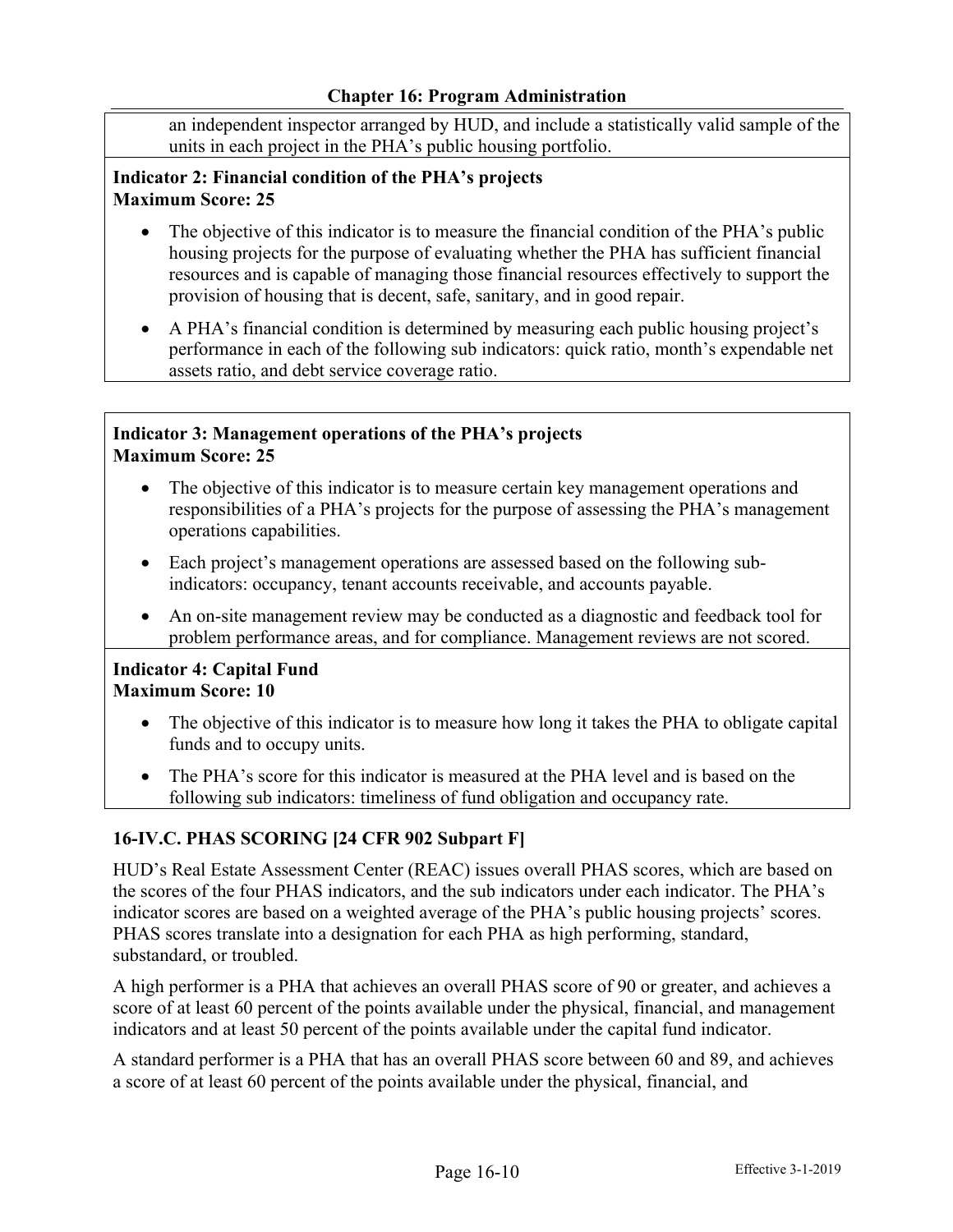an independent inspector arranged by HUD, and include a statistically valid sample of the units in each project in the PHA's public housing portfolio.

**Indicator 2: Financial condition of the PHA's projects**
**Maximum Score: 25**

- The objective of this indicator is to measure the financial condition of the PHA's public housing projects for the purpose of evaluating whether the PHA has sufficient financial resources and is capable of managing those financial resources effectively to support the provision of housing that is decent, safe, sanitary, and in good repair.
- A PHA's financial condition is determined by measuring each public housing project's performance in each of the following sub indicators: quick ratio, month's expendable net assets ratio, and debt service coverage ratio.

**Indicator 3: Management operations of the PHA's projects**
**Maximum Score: 25**

- The objective of this indicator is to measure certain key management operations and responsibilities of a PHA's projects for the purpose of assessing the PHA's management operations capabilities.
- Each project's management operations are assessed based on the following sub-indicators: occupancy, tenant accounts receivable, and accounts payable.
- An on-site management review may be conducted as a diagnostic and feedback tool for problem performance areas, and for compliance. Management reviews are not scored.

**Indicator 4: Capital Fund**
**Maximum Score: 10**

- The objective of this indicator is to measure how long it takes the PHA to obligate capital funds and to occupy units.
- The PHA's score for this indicator is measured at the PHA level and is based on the following sub indicators: timeliness of fund obligation and occupancy rate.

## 16-IV.C. PHAS SCORING [24 CFR 902 Subpart F]

HUD's Real Estate Assessment Center (REAC) issues overall PHAS scores, which are based on the scores of the four PHAS indicators, and the sub indicators under each indicator. The PHA's indicator scores are based on a weighted average of the PHA's public housing projects' scores. PHAS scores translate into a designation for each PHA as high performing, standard, substandard, or troubled.

A high performer is a PHA that achieves an overall PHAS score of 90 or greater, and achieves a score of at least 60 percent of the points available under the physical, financial, and management indicators and at least 50 percent of the points available under the capital fund indicator.

A standard performer is a PHA that has an overall PHAS score between 60 and 89, and achieves a score of at least 60 percent of the points available under the physical, financial, and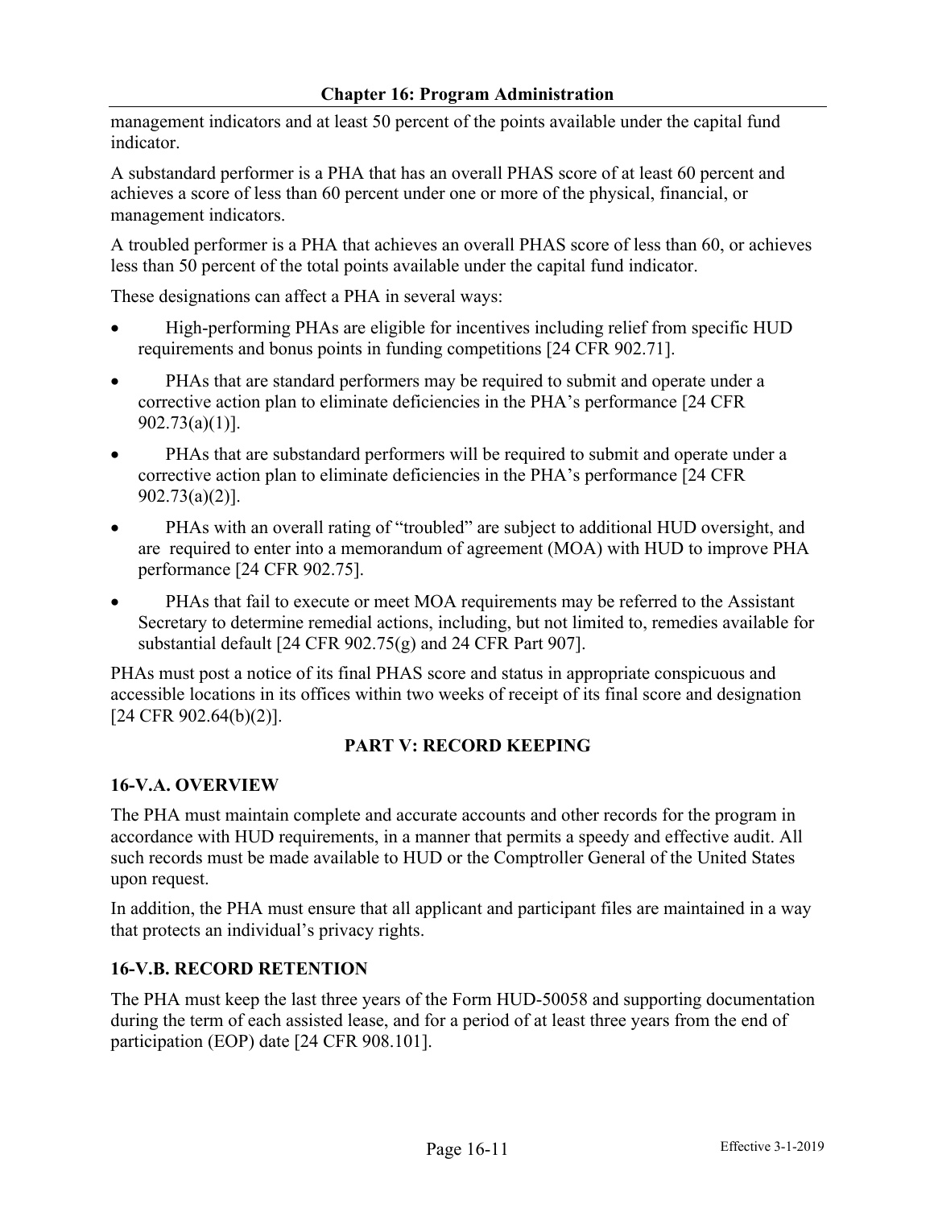management indicators and at least 50 percent of the points available under the capital fund indicator.

A substandard performer is a PHA that has an overall PHAS score of at least 60 percent and achieves a score of less than 60 percent under one or more of the physical, financial, or management indicators.

A troubled performer is a PHA that achieves an overall PHAS score of less than 60, or achieves less than 50 percent of the total points available under the capital fund indicator.

These designations can affect a PHA in several ways:

- High-performing PHAs are eligible for incentives including relief from specific HUD requirements and bonus points in funding competitions [24 CFR 902.71].
- PHAs that are standard performers may be required to submit and operate under a corrective action plan to eliminate deficiencies in the PHA's performance [24 CFR 902.73(a)(1)].
- PHAs that are substandard performers will be required to submit and operate under a corrective action plan to eliminate deficiencies in the PHA's performance [24 CFR 902.73(a)(2)].
- PHAs with an overall rating of "troubled" are subject to additional HUD oversight, and are required to enter into a memorandum of agreement (MOA) with HUD to improve PHA performance [24 CFR 902.75].
- PHAs that fail to execute or meet MOA requirements may be referred to the Assistant Secretary to determine remedial actions, including, but not limited to, remedies available for substantial default [24 CFR 902.75(g) and 24 CFR Part 907].

PHAs must post a notice of its final PHAS score and status in appropriate conspicuous and accessible locations in its offices within two weeks of receipt of its final score and designation [24 CFR 902.64(b)(2)].

## PART V: RECORD KEEPING

### 16-V.A. OVERVIEW

The PHA must maintain complete and accurate accounts and other records for the program in accordance with HUD requirements, in a manner that permits a speedy and effective audit. All such records must be made available to HUD or the Comptroller General of the United States upon request.

In addition, the PHA must ensure that all applicant and participant files are maintained in a way that protects an individual's privacy rights.

### 16-V.B. RECORD RETENTION

The PHA must keep the last three years of the Form HUD-50058 and supporting documentation during the term of each assisted lease, and for a period of at least three years from the end of participation (EOP) date [24 CFR 908.101].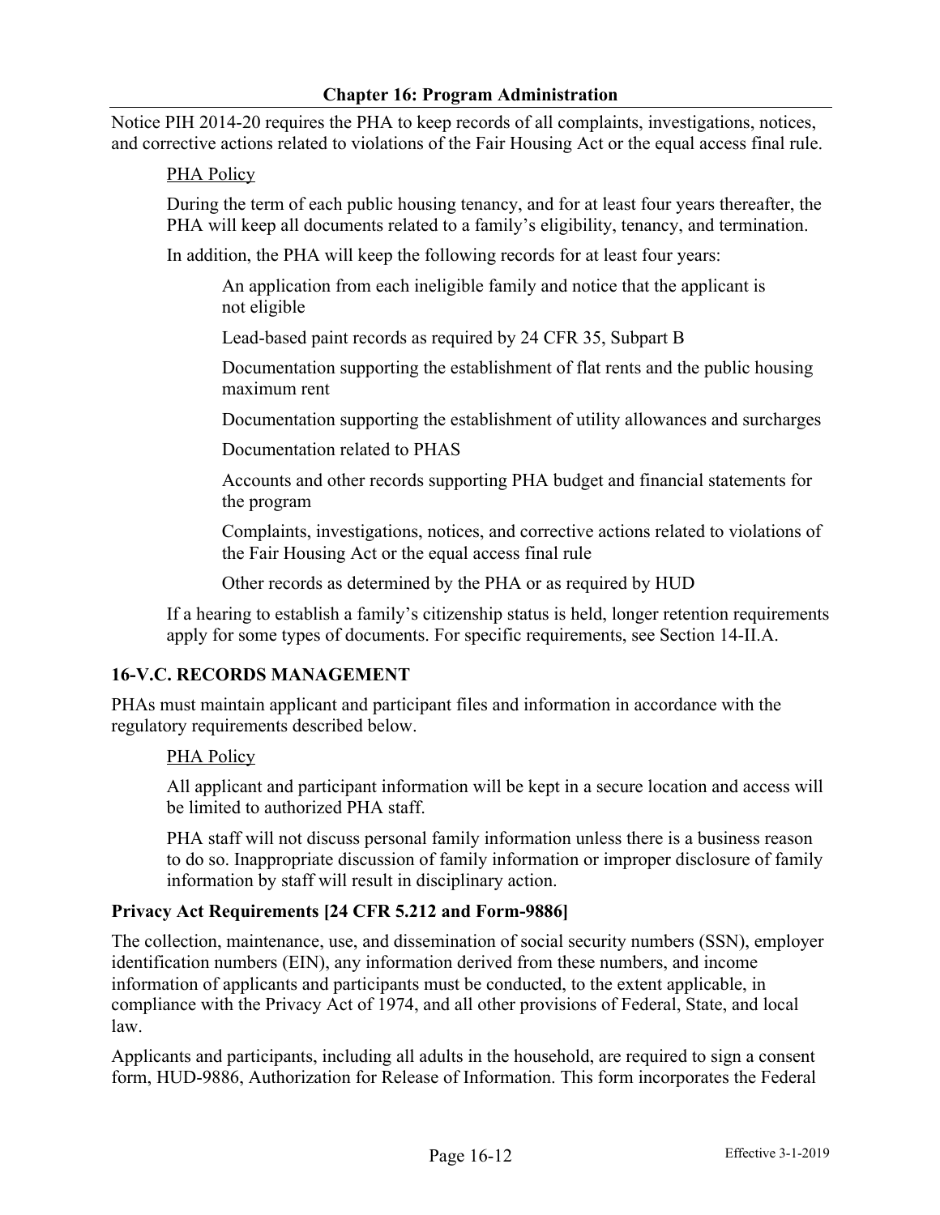Notice PIH 2014-20 requires the PHA to keep records of all complaints, investigations, notices, and corrective actions related to violations of the Fair Housing Act or the equal access final rule.

PHA Policy

During the term of each public housing tenancy, and for at least four years thereafter, the PHA will keep all documents related to a family's eligibility, tenancy, and termination.

In addition, the PHA will keep the following records for at least four years:

- An application from each ineligible family and notice that the applicant is not eligible
- Lead-based paint records as required by 24 CFR 35, Subpart B
- Documentation supporting the establishment of flat rents and the public housing maximum rent
- Documentation supporting the establishment of utility allowances and surcharges
- Documentation related to PHAS
- Accounts and other records supporting PHA budget and financial statements for the program
- Complaints, investigations, notices, and corrective actions related to violations of the Fair Housing Act or the equal access final rule
- Other records as determined by the PHA or as required by HUD

If a hearing to establish a family's citizenship status is held, longer retention requirements apply for some types of documents. For specific requirements, see Section 14-II.A.

## 16-V.C. RECORDS MANAGEMENT

PHAs must maintain applicant and participant files and information in accordance with the regulatory requirements described below.

PHA Policy

All applicant and participant information will be kept in a secure location and access will be limited to authorized PHA staff.

PHA staff will not discuss personal family information unless there is a business reason to do so. Inappropriate discussion of family information or improper disclosure of family information by staff will result in disciplinary action.

### Privacy Act Requirements [24 CFR 5.212 and Form-9886]

The collection, maintenance, use, and dissemination of social security numbers (SSN), employer identification numbers (EIN), any information derived from these numbers, and income information of applicants and participants must be conducted, to the extent applicable, in compliance with the Privacy Act of 1974, and all other provisions of Federal, State, and local law.

Applicants and participants, including all adults in the household, are required to sign a consent form, HUD-9886, Authorization for Release of Information. This form incorporates the Federal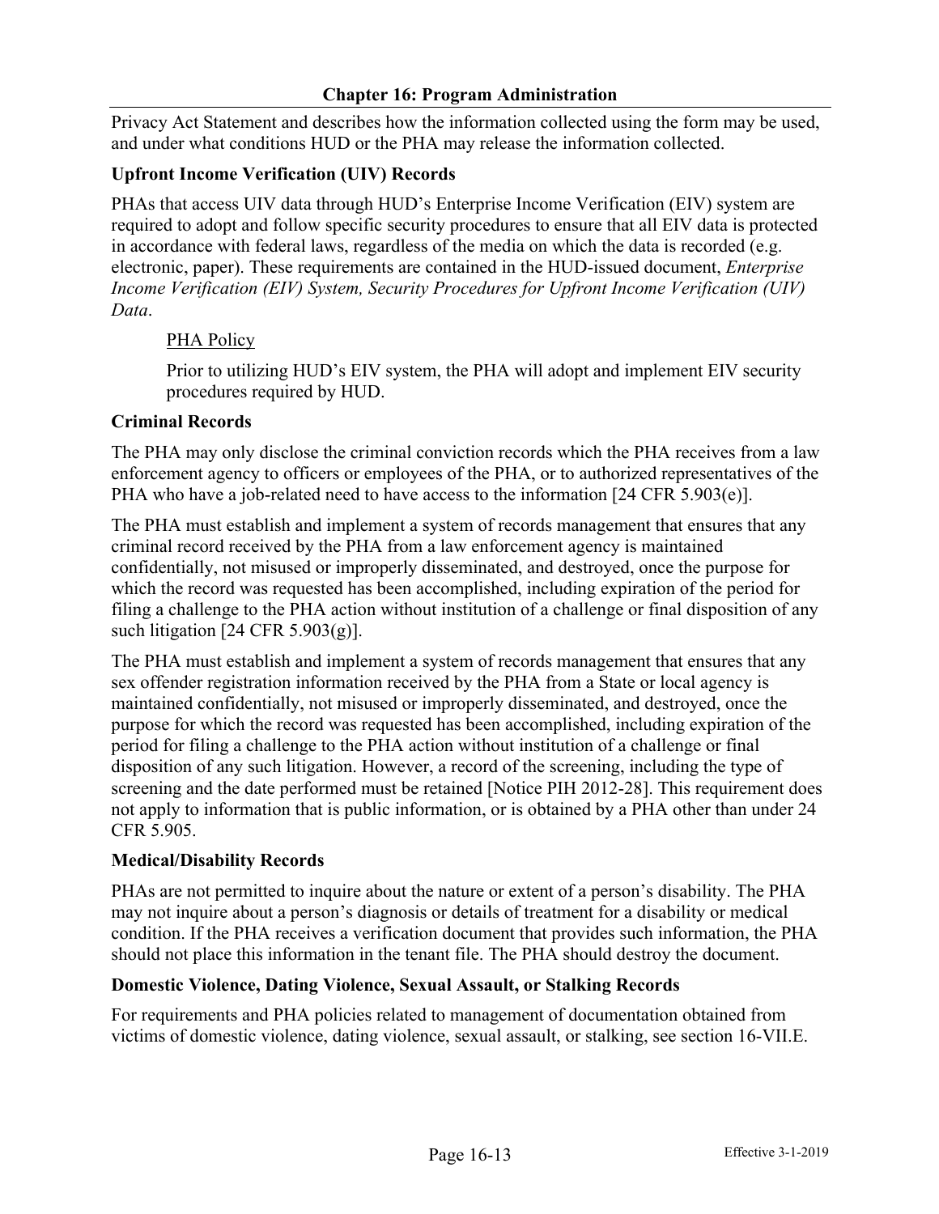Privacy Act Statement and describes how the information collected using the form may be used, and under what conditions HUD or the PHA may release the information collected.

### Upfront Income Verification (UIV) Records

PHAs that access UIV data through HUD's Enterprise Income Verification (EIV) system are required to adopt and follow specific security procedures to ensure that all EIV data is protected in accordance with federal laws, regardless of the media on which the data is recorded (e.g. electronic, paper). These requirements are contained in the HUD-issued document, *Enterprise Income Verification (EIV) System, Security Procedures for Upfront Income Verification (UIV) Data*.

PHA Policy

Prior to utilizing HUD's EIV system, the PHA will adopt and implement EIV security procedures required by HUD.

### Criminal Records

The PHA may only disclose the criminal conviction records which the PHA receives from a law enforcement agency to officers or employees of the PHA, or to authorized representatives of the PHA who have a job-related need to have access to the information [24 CFR 5.903(e)].

The PHA must establish and implement a system of records management that ensures that any criminal record received by the PHA from a law enforcement agency is maintained confidentially, not misused or improperly disseminated, and destroyed, once the purpose for which the record was requested has been accomplished, including expiration of the period for filing a challenge to the PHA action without institution of a challenge or final disposition of any such litigation [24 CFR 5.903(g)].

The PHA must establish and implement a system of records management that ensures that any sex offender registration information received by the PHA from a State or local agency is maintained confidentially, not misused or improperly disseminated, and destroyed, once the purpose for which the record was requested has been accomplished, including expiration of the period for filing a challenge to the PHA action without institution of a challenge or final disposition of any such litigation. However, a record of the screening, including the type of screening and the date performed must be retained [Notice PIH 2012-28]. This requirement does not apply to information that is public information, or is obtained by a PHA other than under 24 CFR 5.905.

### Medical/Disability Records

PHAs are not permitted to inquire about the nature or extent of a person's disability. The PHA may not inquire about a person's diagnosis or details of treatment for a disability or medical condition. If the PHA receives a verification document that provides such information, the PHA should not place this information in the tenant file. The PHA should destroy the document.

### Domestic Violence, Dating Violence, Sexual Assault, or Stalking Records

For requirements and PHA policies related to management of documentation obtained from victims of domestic violence, dating violence, sexual assault, or stalking, see section 16-VII.E.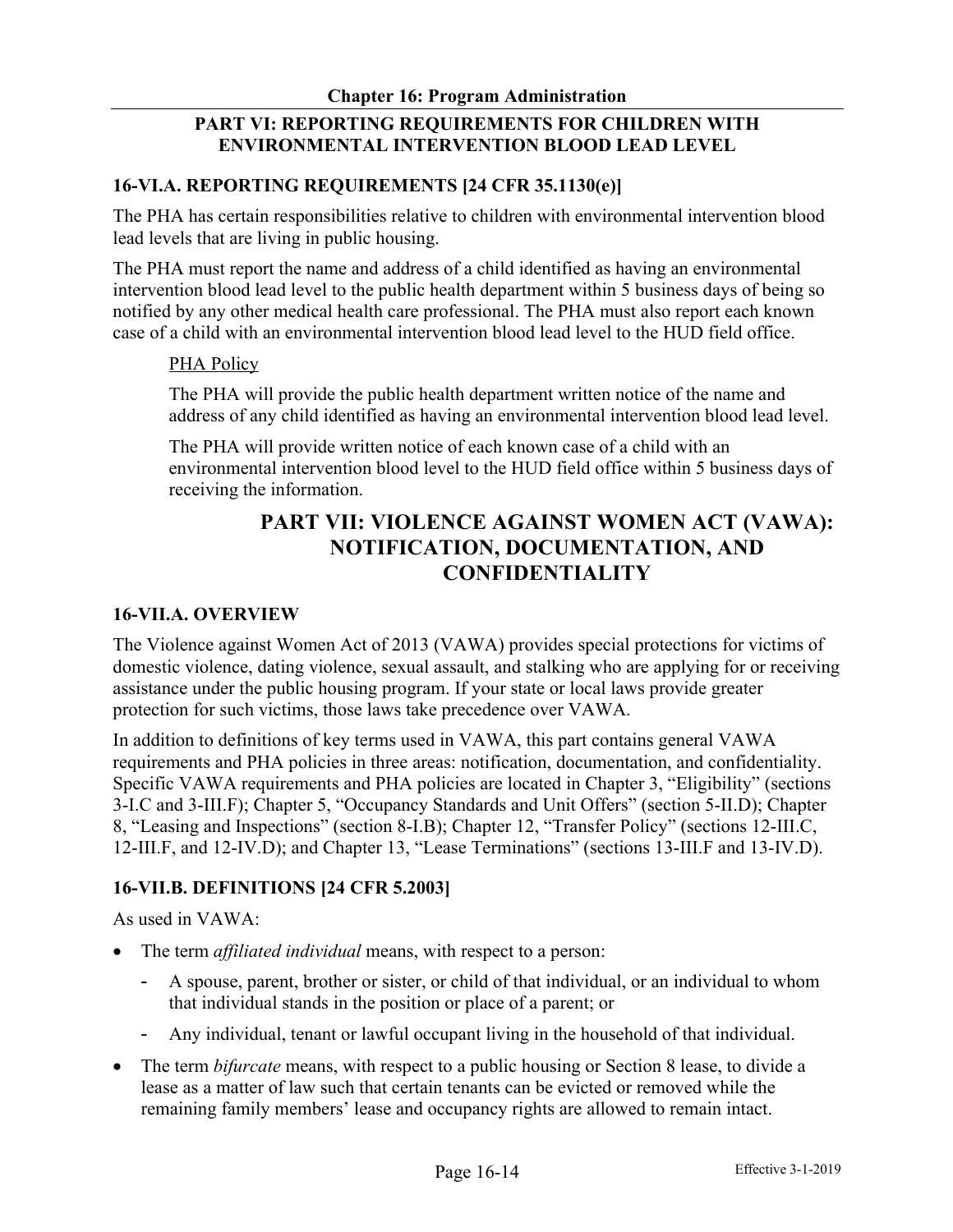## PART VI: REPORTING REQUIREMENTS FOR CHILDREN WITH ENVIRONMENTAL INTERVENTION BLOOD LEAD LEVEL

### 16-VI.A. REPORTING REQUIREMENTS [24 CFR 35.1130(e)]

The PHA has certain responsibilities relative to children with environmental intervention blood lead levels that are living in public housing.

The PHA must report the name and address of a child identified as having an environmental intervention blood lead level to the public health department within 5 business days of being so notified by any other medical health care professional. The PHA must also report each known case of a child with an environmental intervention blood lead level to the HUD field office.

> PHA Policy
>
> The PHA will provide the public health department written notice of the name and address of any child identified as having an environmental intervention blood lead level.
>
> The PHA will provide written notice of each known case of a child with an environmental intervention blood level to the HUD field office within 5 business days of receiving the information.

## PART VII: VIOLENCE AGAINST WOMEN ACT (VAWA): NOTIFICATION, DOCUMENTATION, AND CONFIDENTIALITY

### 16-VII.A. OVERVIEW

The Violence against Women Act of 2013 (VAWA) provides special protections for victims of domestic violence, dating violence, sexual assault, and stalking who are applying for or receiving assistance under the public housing program. If your state or local laws provide greater protection for such victims, those laws take precedence over VAWA.

In addition to definitions of key terms used in VAWA, this part contains general VAWA requirements and PHA policies in three areas: notification, documentation, and confidentiality. Specific VAWA requirements and PHA policies are located in Chapter 3, "Eligibility" (sections 3-I.C and 3-III.F); Chapter 5, "Occupancy Standards and Unit Offers" (section 5-II.D); Chapter 8, "Leasing and Inspections" (section 8-I.B); Chapter 12, "Transfer Policy" (sections 12-III.C, 12-III.F, and 12-IV.D); and Chapter 13, "Lease Terminations" (sections 13-III.F and 13-IV.D).

### 16-VII.B. DEFINITIONS [24 CFR 5.2003]

As used in VAWA:

- The term *affiliated individual* means, with respect to a person:
  - A spouse, parent, brother or sister, or child of that individual, or an individual to whom that individual stands in the position or place of a parent; or
  - Any individual, tenant or lawful occupant living in the household of that individual.
- The term *bifurcate* means, with respect to a public housing or Section 8 lease, to divide a lease as a matter of law such that certain tenants can be evicted or removed while the remaining family members' lease and occupancy rights are allowed to remain intact.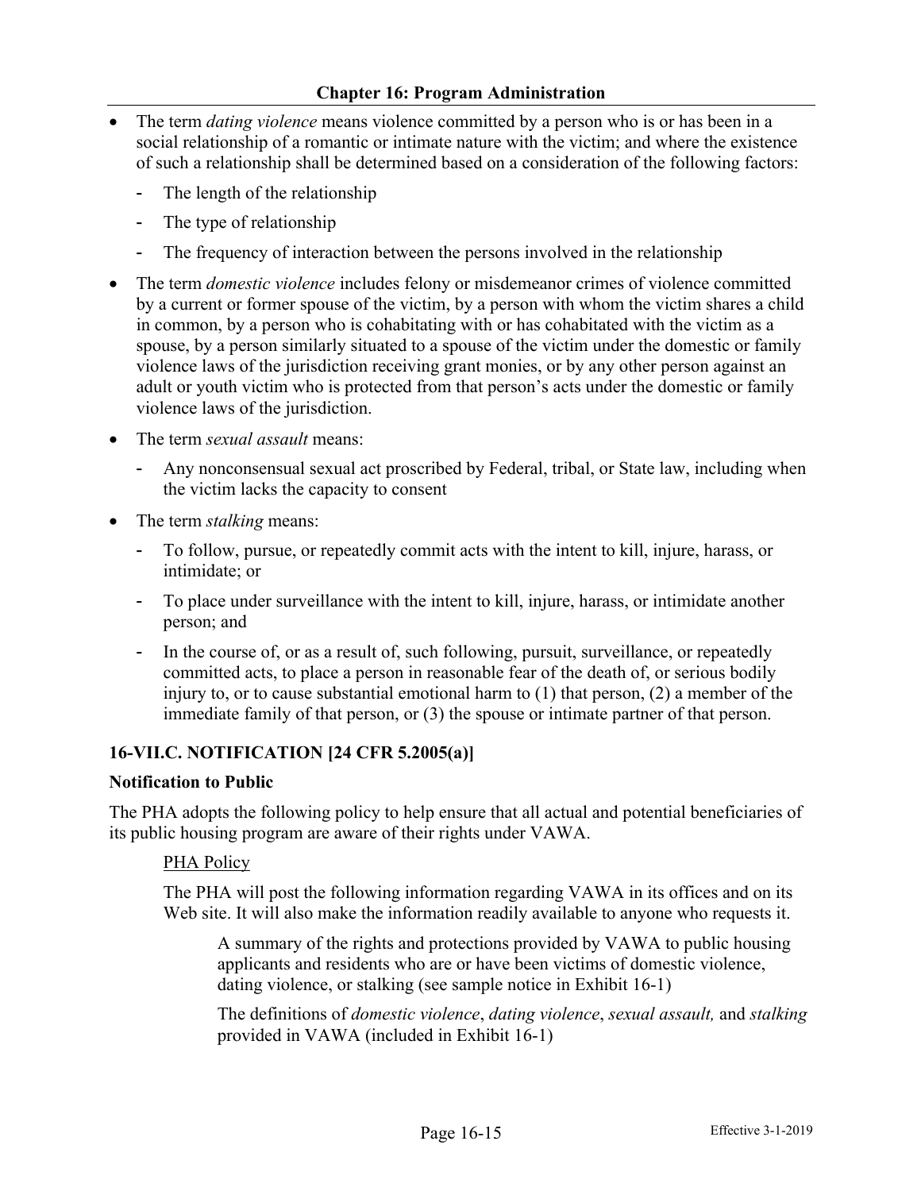- The term *dating violence* means violence committed by a person who is or has been in a social relationship of a romantic or intimate nature with the victim; and where the existence of such a relationship shall be determined based on a consideration of the following factors:
  - The length of the relationship
  - The type of relationship
  - The frequency of interaction between the persons involved in the relationship
- The term *domestic violence* includes felony or misdemeanor crimes of violence committed by a current or former spouse of the victim, by a person with whom the victim shares a child in common, by a person who is cohabitating with or has cohabitated with the victim as a spouse, by a person similarly situated to a spouse of the victim under the domestic or family violence laws of the jurisdiction receiving grant monies, or by any other person against an adult or youth victim who is protected from that person's acts under the domestic or family violence laws of the jurisdiction.
- The term *sexual assault* means:
  - Any nonconsensual sexual act proscribed by Federal, tribal, or State law, including when the victim lacks the capacity to consent
- The term *stalking* means:
  - To follow, pursue, or repeatedly commit acts with the intent to kill, injure, harass, or intimidate; or
  - To place under surveillance with the intent to kill, injure, harass, or intimidate another person; and
  - In the course of, or as a result of, such following, pursuit, surveillance, or repeatedly committed acts, to place a person in reasonable fear of the death of, or serious bodily injury to, or to cause substantial emotional harm to (1) that person, (2) a member of the immediate family of that person, or (3) the spouse or intimate partner of that person.

### 16-VII.C. NOTIFICATION [24 CFR 5.2005(a)]

**Notification to Public**

The PHA adopts the following policy to help ensure that all actual and potential beneficiaries of its public housing program are aware of their rights under VAWA.

<u>PHA Policy</u>

The PHA will post the following information regarding VAWA in its offices and on its Web site. It will also make the information readily available to anyone who requests it.

A summary of the rights and protections provided by VAWA to public housing applicants and residents who are or have been victims of domestic violence, dating violence, or stalking (see sample notice in Exhibit 16-1)

The definitions of *domestic violence*, *dating violence*, *sexual assault,* and *stalking* provided in VAWA (included in Exhibit 16-1)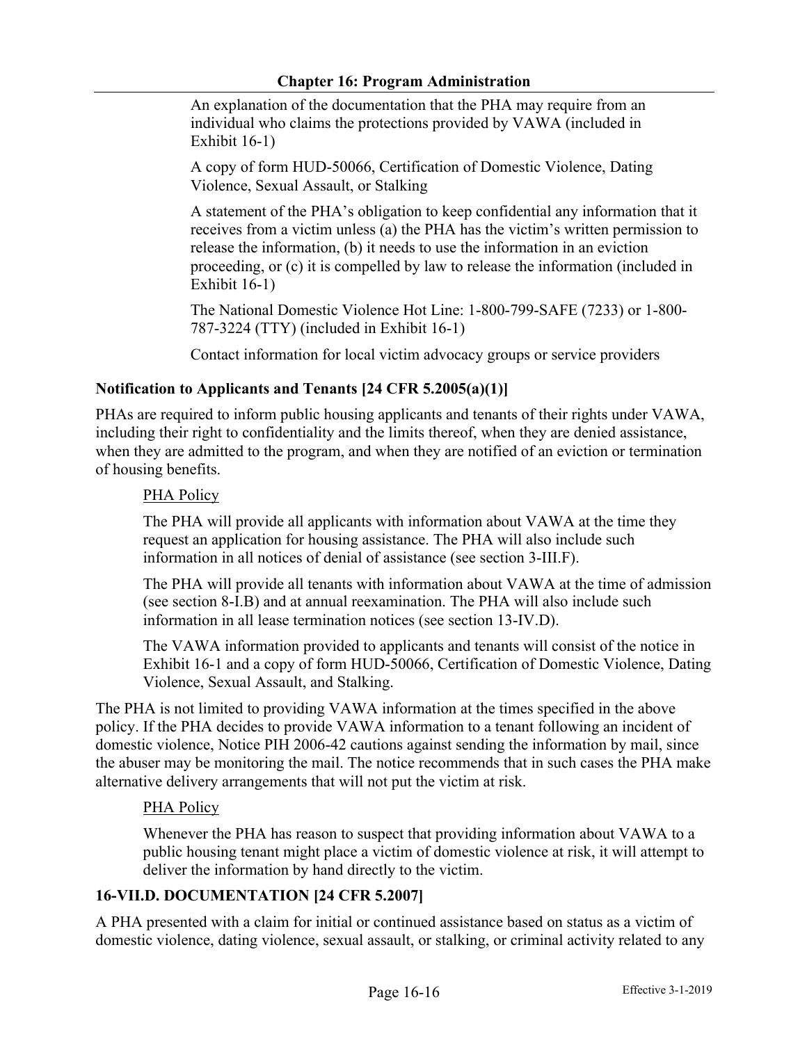An explanation of the documentation that the PHA may require from an individual who claims the protections provided by VAWA (included in Exhibit 16-1)

A copy of form HUD-50066, Certification of Domestic Violence, Dating Violence, Sexual Assault, or Stalking

A statement of the PHA's obligation to keep confidential any information that it receives from a victim unless (a) the PHA has the victim's written permission to release the information, (b) it needs to use the information in an eviction proceeding, or (c) it is compelled by law to release the information (included in Exhibit 16-1)

The National Domestic Violence Hot Line: 1-800-799-SAFE (7233) or 1-800-787-3224 (TTY) (included in Exhibit 16-1)

Contact information for local victim advocacy groups or service providers

**Notification to Applicants and Tenants [24 CFR 5.2005(a)(1)]**

PHAs are required to inform public housing applicants and tenants of their rights under VAWA, including their right to confidentiality and the limits thereof, when they are denied assistance, when they are admitted to the program, and when they are notified of an eviction or termination of housing benefits.

PHA Policy

The PHA will provide all applicants with information about VAWA at the time they request an application for housing assistance. The PHA will also include such information in all notices of denial of assistance (see section 3-III.F).

The PHA will provide all tenants with information about VAWA at the time of admission (see section 8-I.B) and at annual reexamination. The PHA will also include such information in all lease termination notices (see section 13-IV.D).

The VAWA information provided to applicants and tenants will consist of the notice in Exhibit 16-1 and a copy of form HUD-50066, Certification of Domestic Violence, Dating Violence, Sexual Assault, and Stalking.

The PHA is not limited to providing VAWA information at the times specified in the above policy. If the PHA decides to provide VAWA information to a tenant following an incident of domestic violence, Notice PIH 2006-42 cautions against sending the information by mail, since the abuser may be monitoring the mail. The notice recommends that in such cases the PHA make alternative delivery arrangements that will not put the victim at risk.

PHA Policy

Whenever the PHA has reason to suspect that providing information about VAWA to a public housing tenant might place a victim of domestic violence at risk, it will attempt to deliver the information by hand directly to the victim.

### 16-VII.D. DOCUMENTATION [24 CFR 5.2007]

A PHA presented with a claim for initial or continued assistance based on status as a victim of domestic violence, dating violence, sexual assault, or stalking, or criminal activity related to any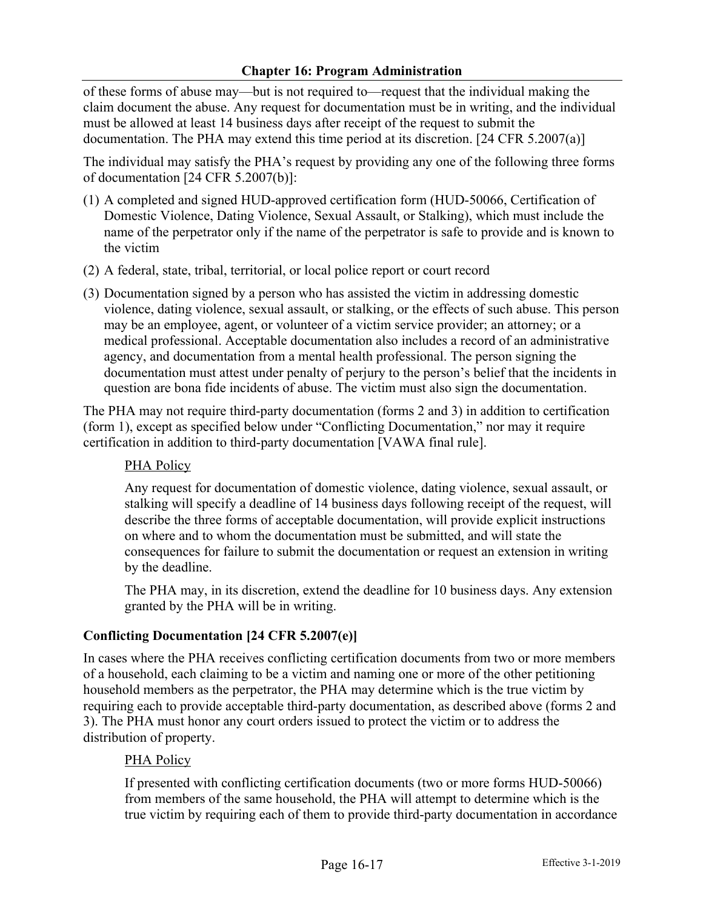of these forms of abuse may—but is not required to—request that the individual making the claim document the abuse. Any request for documentation must be in writing, and the individual must be allowed at least 14 business days after receipt of the request to submit the documentation. The PHA may extend this time period at its discretion. [24 CFR 5.2007(a)]

The individual may satisfy the PHA's request by providing any one of the following three forms of documentation [24 CFR 5.2007(b)]:

(1) A completed and signed HUD-approved certification form (HUD-50066, Certification of Domestic Violence, Dating Violence, Sexual Assault, or Stalking), which must include the name of the perpetrator only if the name of the perpetrator is safe to provide and is known to the victim

(2) A federal, state, tribal, territorial, or local police report or court record

(3) Documentation signed by a person who has assisted the victim in addressing domestic violence, dating violence, sexual assault, or stalking, or the effects of such abuse. This person may be an employee, agent, or volunteer of a victim service provider; an attorney; or a medical professional. Acceptable documentation also includes a record of an administrative agency, and documentation from a mental health professional. The person signing the documentation must attest under penalty of perjury to the person's belief that the incidents in question are bona fide incidents of abuse. The victim must also sign the documentation.

The PHA may not require third-party documentation (forms 2 and 3) in addition to certification (form 1), except as specified below under "Conflicting Documentation," nor may it require certification in addition to third-party documentation [VAWA final rule].

> PHA Policy
>
> Any request for documentation of domestic violence, dating violence, sexual assault, or stalking will specify a deadline of 14 business days following receipt of the request, will describe the three forms of acceptable documentation, will provide explicit instructions on where and to whom the documentation must be submitted, and will state the consequences for failure to submit the documentation or request an extension in writing by the deadline.
>
> The PHA may, in its discretion, extend the deadline for 10 business days. Any extension granted by the PHA will be in writing.

### Conflicting Documentation [24 CFR 5.2007(e)]

In cases where the PHA receives conflicting certification documents from two or more members of a household, each claiming to be a victim and naming one or more of the other petitioning household members as the perpetrator, the PHA may determine which is the true victim by requiring each to provide acceptable third-party documentation, as described above (forms 2 and 3). The PHA must honor any court orders issued to protect the victim or to address the distribution of property.

> PHA Policy
>
> If presented with conflicting certification documents (two or more forms HUD-50066) from members of the same household, the PHA will attempt to determine which is the true victim by requiring each of them to provide third-party documentation in accordance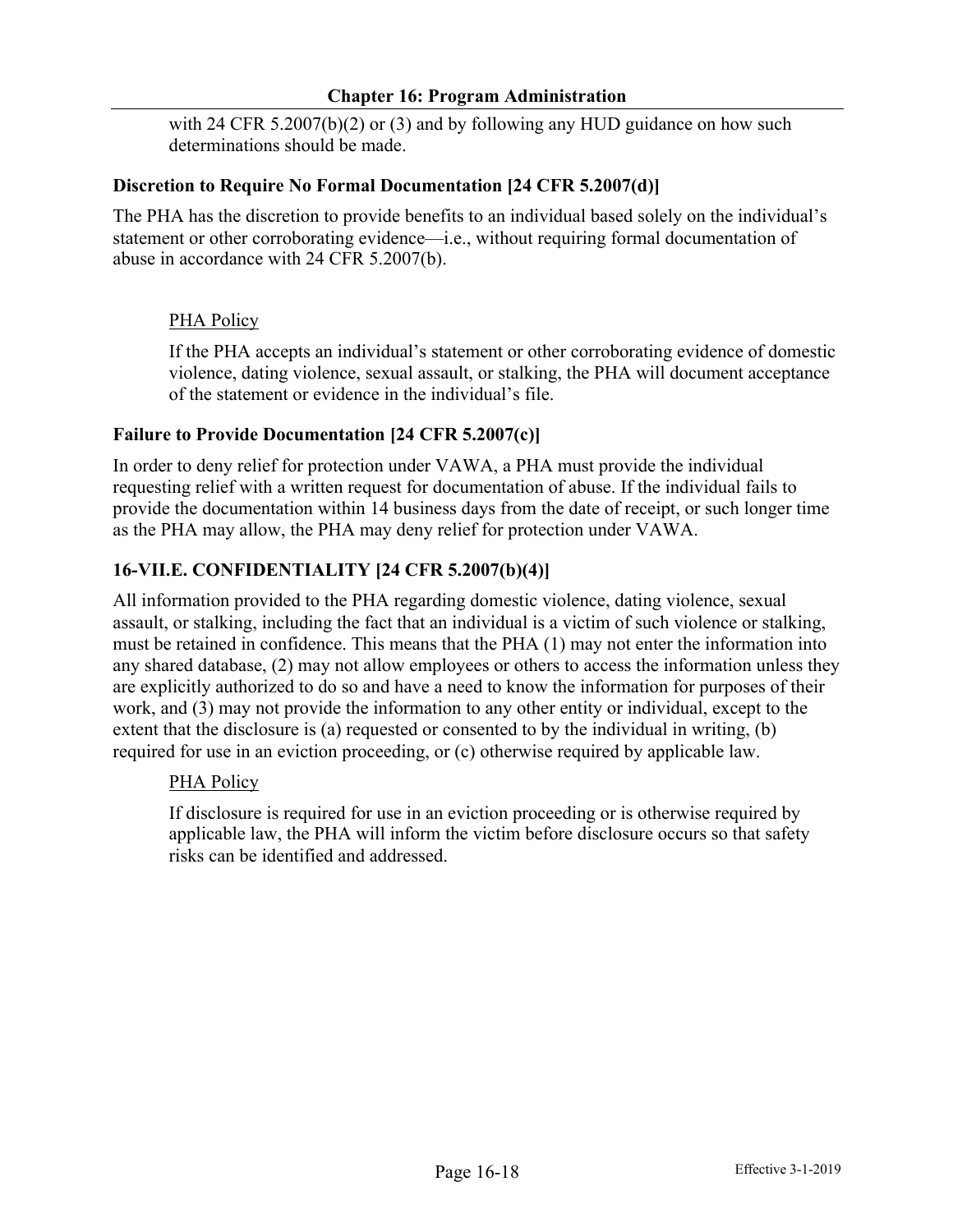with 24 CFR 5.2007(b)(2) or (3) and by following any HUD guidance on how such determinations should be made.

### Discretion to Require No Formal Documentation [24 CFR 5.2007(d)]

The PHA has the discretion to provide benefits to an individual based solely on the individual's statement or other corroborating evidence—i.e., without requiring formal documentation of abuse in accordance with 24 CFR 5.2007(b).

PHA Policy

If the PHA accepts an individual's statement or other corroborating evidence of domestic violence, dating violence, sexual assault, or stalking, the PHA will document acceptance of the statement or evidence in the individual's file.

### Failure to Provide Documentation [24 CFR 5.2007(c)]

In order to deny relief for protection under VAWA, a PHA must provide the individual requesting relief with a written request for documentation of abuse. If the individual fails to provide the documentation within 14 business days from the date of receipt, or such longer time as the PHA may allow, the PHA may deny relief for protection under VAWA.

## 16-VII.E. CONFIDENTIALITY [24 CFR 5.2007(b)(4)]

All information provided to the PHA regarding domestic violence, dating violence, sexual assault, or stalking, including the fact that an individual is a victim of such violence or stalking, must be retained in confidence. This means that the PHA (1) may not enter the information into any shared database, (2) may not allow employees or others to access the information unless they are explicitly authorized to do so and have a need to know the information for purposes of their work, and (3) may not provide the information to any other entity or individual, except to the extent that the disclosure is (a) requested or consented to by the individual in writing, (b) required for use in an eviction proceeding, or (c) otherwise required by applicable law.

PHA Policy

If disclosure is required for use in an eviction proceeding or is otherwise required by applicable law, the PHA will inform the victim before disclosure occurs so that safety risks can be identified and addressed.